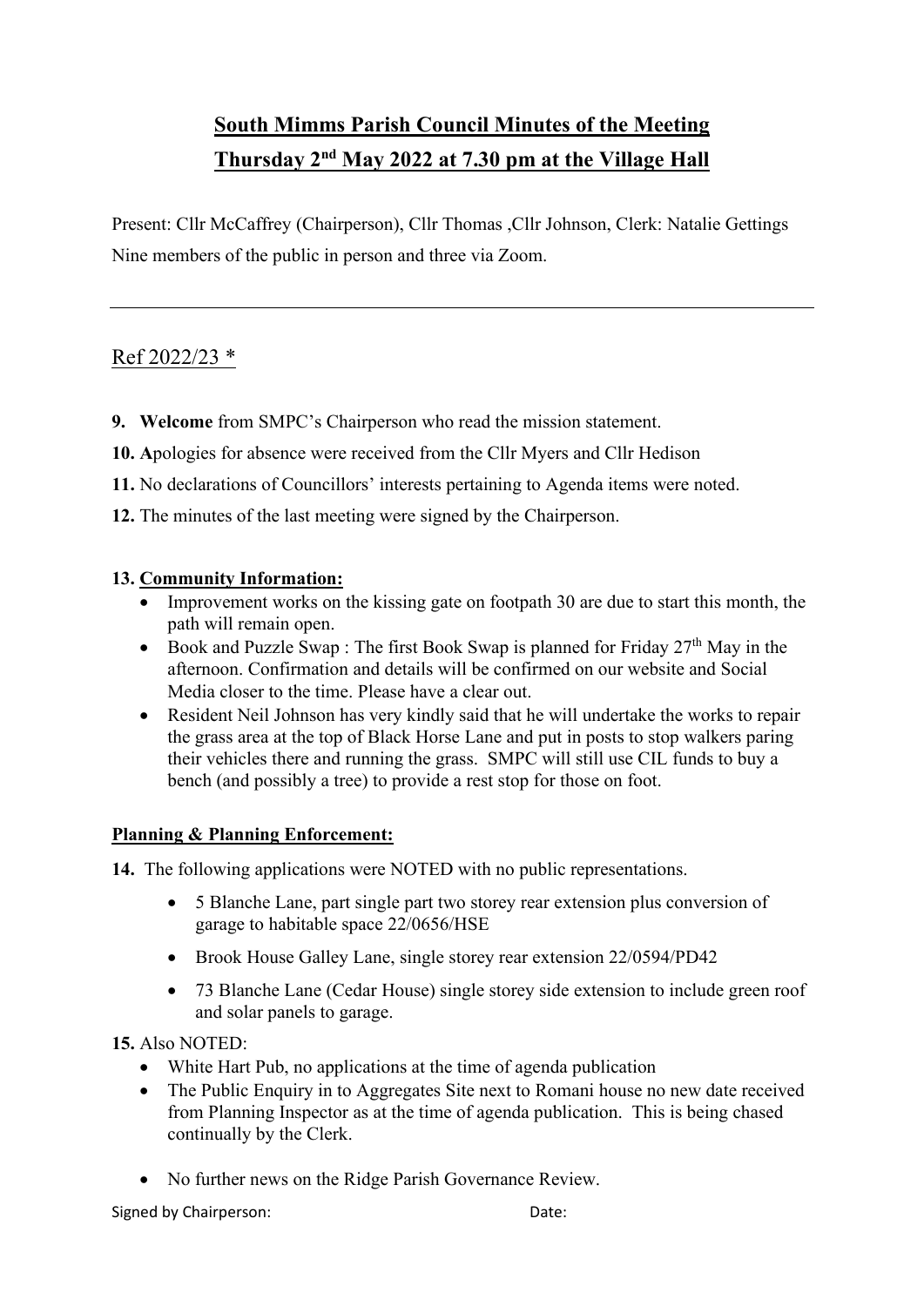# South Mimms Parish Council Minutes of the Meeting

# Thursday 2nd May 2022 at 7.30 pm at the Village Hall

Present: Cllr McCaffrey (Chairperson), Cllr Thomas ,Cllr Johnson, Clerk: Natalie Gettings Nine members of the public in person and three via Zoom.

---

## Ref 2022/23 *

**9. Welcome** from SMPC's Chairperson who read the mission statement.

**10. A**pologies for absence were received from the Cllr Myers and Cllr Hedison

**11.** No declarations of Councillors' interests pertaining to Agenda items were noted.

**12.** The minutes of the last meeting were signed by the Chairperson.

**13. Community Information:**

- Improvement works on the kissing gate on footpath 30 are due to start this month, the path will remain open.
- Book and Puzzle Swap : The first Book Swap is planned for Friday 27th May in the afternoon. Confirmation and details will be confirmed on our website and Social Media closer to the time. Please have a clear out.
- Resident Neil Johnson has very kindly said that he will undertake the works to repair the grass area at the top of Black Horse Lane and put in posts to stop walkers paring their vehicles there and running the grass. SMPC will still use CIL funds to buy a bench (and possibly a tree) to provide a rest stop for those on foot.

**Planning & Planning Enforcement:**

**14.** The following applications were NOTED with no public representations.

- 5 Blanche Lane, part single part two storey rear extension plus conversion of garage to habitable space 22/0656/HSE
- Brook House Galley Lane, single storey rear extension 22/0594/PD42
- 73 Blanche Lane (Cedar House) single storey side extension to include green roof and solar panels to garage.

**15.** Also NOTED:

- White Hart Pub, no applications at the time of agenda publication
- The Public Enquiry in to Aggregates Site next to Romani house no new date received from Planning Inspector as at the time of agenda publication. This is being chased continually by the Clerk.
- No further news on the Ridge Parish Governance Review.

Signed by Chairperson: Date: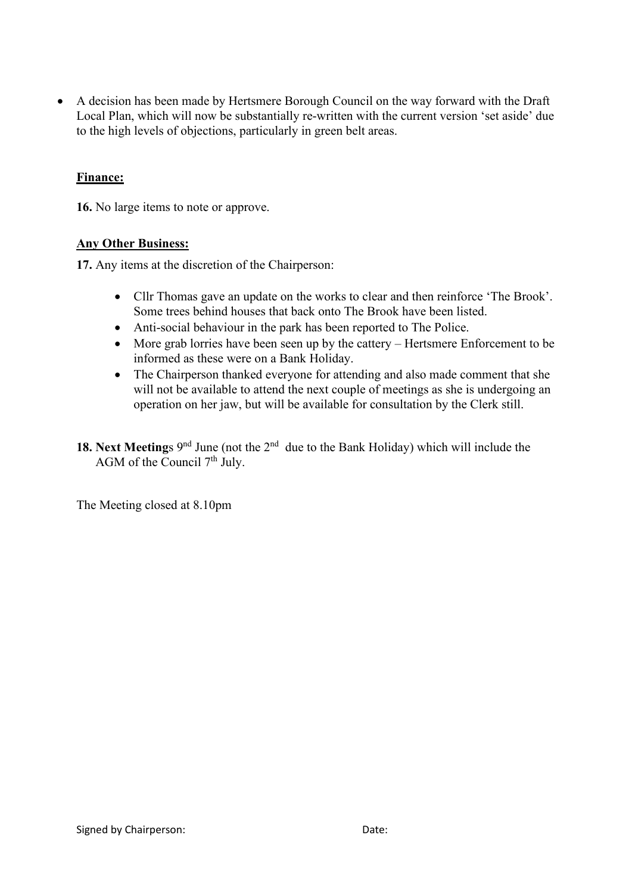- A decision has been made by Hertsmere Borough Council on the way forward with the Draft Local Plan, which will now be substantially re-written with the current version 'set aside' due to the high levels of objections, particularly in green belt areas.

**Finance:**

**16.** No large items to note or approve.

**Any Other Business:**

**17.** Any items at the discretion of the Chairperson:

- Cllr Thomas gave an update on the works to clear and then reinforce 'The Brook'. Some trees behind houses that back onto The Brook have been listed.
- Anti-social behaviour in the park has been reported to The Police.
- More grab lorries have been seen up by the cattery – Hertsmere Enforcement to be informed as these were on a Bank Holiday.
- The Chairperson thanked everyone for attending and also made comment that she will not be available to attend the next couple of meetings as she is undergoing an operation on her jaw, but will be available for consultation by the Clerk still.

**18. Next Meeting**s 9nd June (not the 2nd due to the Bank Holiday) which will include the AGM of the Council 7th July.

The Meeting closed at 8.10pm

Signed by Chairperson: Date: